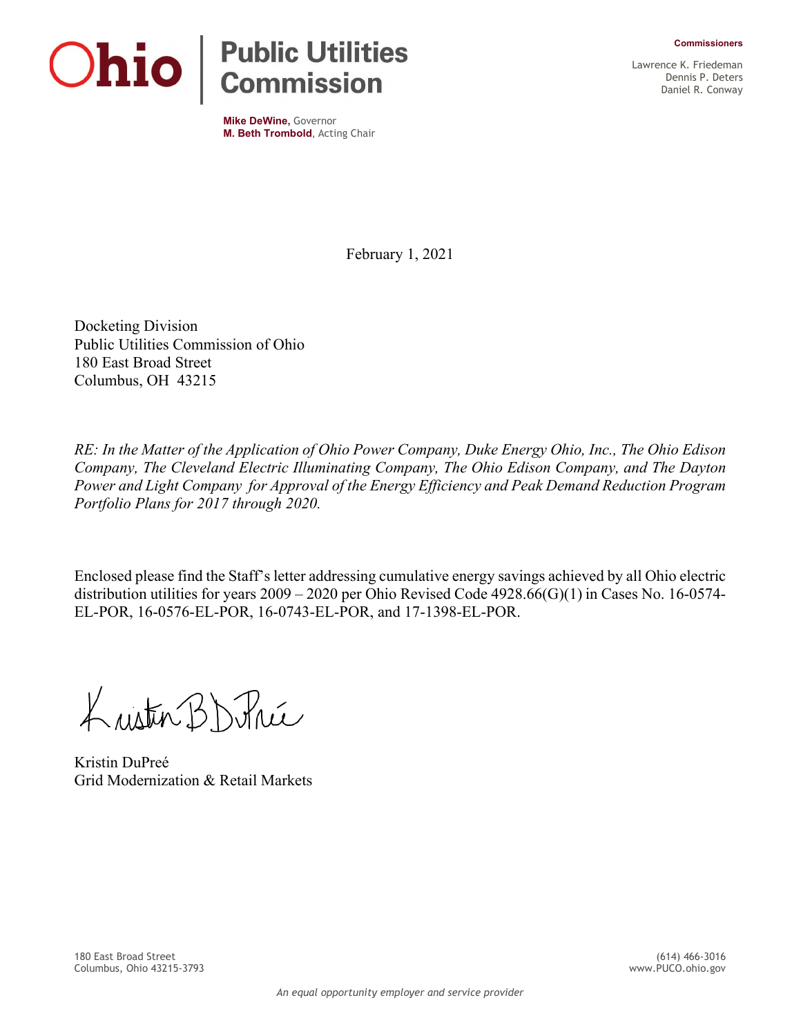# Ohio | Public Utilities Commission

**Mike DeWine**, Governor
**M. Beth Trombold**, Acting Chair

**Commissioners**

Lawrence K. Friedeman
Dennis P. Deters
Daniel R. Conway

February 1, 2021

Docketing Division
Public Utilities Commission of Ohio
180 East Broad Street
Columbus, OH 43215

*RE: In the Matter of the Application of Ohio Power Company, Duke Energy Ohio, Inc., The Ohio Edison Company, The Cleveland Electric Illuminating Company, The Ohio Edison Company, and The Dayton Power and Light Company for Approval of the Energy Efficiency and Peak Demand Reduction Program Portfolio Plans for 2017 through 2020.*

Enclosed please find the Staff's letter addressing cumulative energy savings achieved by all Ohio electric distribution utilities for years 2009 – 2020 per Ohio Revised Code 4928.66(G)(1) in Cases No. 16-0574-EL-POR, 16-0576-EL-POR, 16-0743-EL-POR, and 17-1398-EL-POR.

Kristin DuPreé
Grid Modernization & Retail Markets

180 East Broad Street
Columbus, Ohio 43215-3793

(614) 466-3016
www.PUCO.ohio.gov

*An equal opportunity employer and service provider*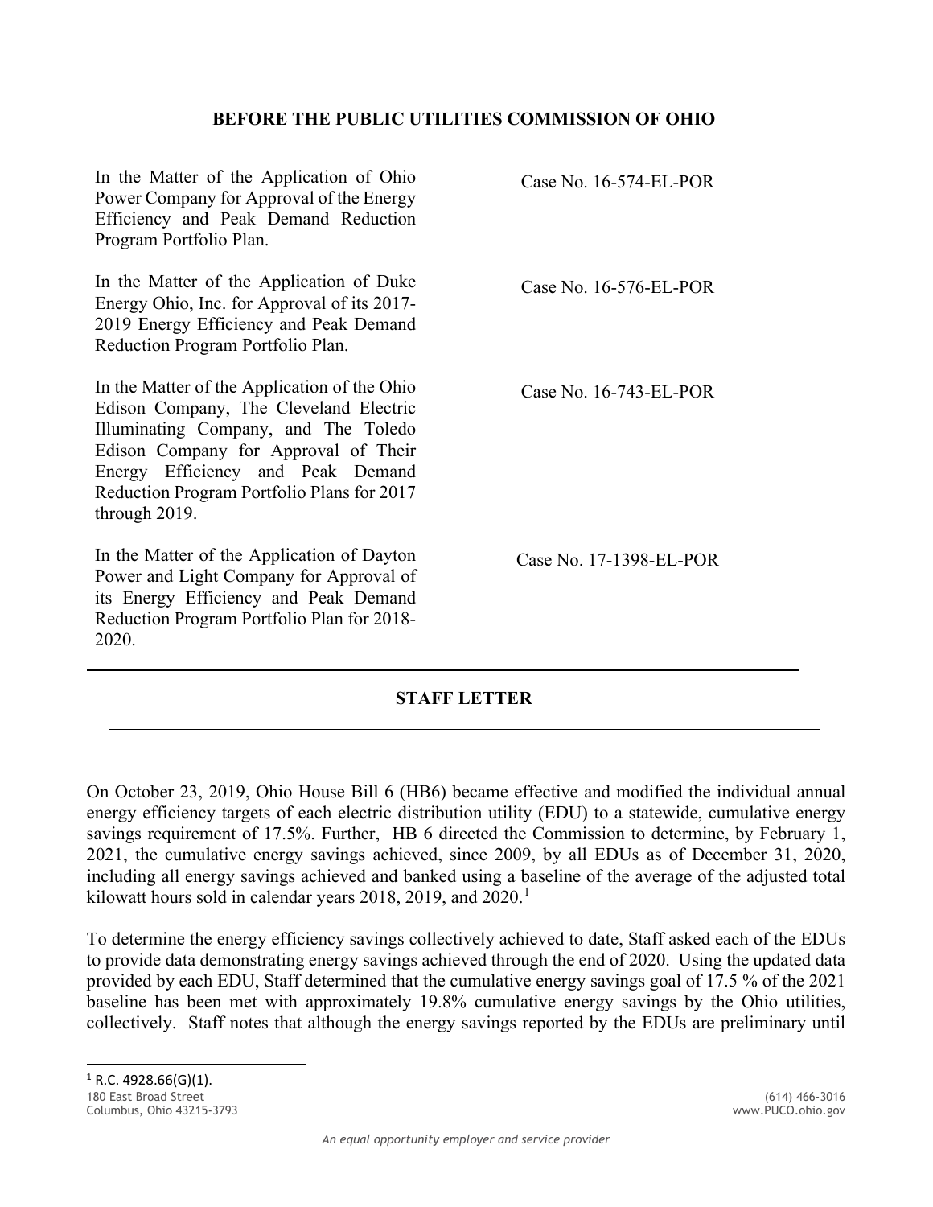**BEFORE THE PUBLIC UTILITIES COMMISSION OF OHIO**

| | |
|---|---|
| In the Matter of the Application of Ohio Power Company for Approval of the Energy Efficiency and Peak Demand Reduction Program Portfolio Plan. | Case No. 16-574-EL-POR |
| In the Matter of the Application of Duke Energy Ohio, Inc. for Approval of its 2017-2019 Energy Efficiency and Peak Demand Reduction Program Portfolio Plan. | Case No. 16-576-EL-POR |
| In the Matter of the Application of the Ohio Edison Company, The Cleveland Electric Illuminating Company, and The Toledo Edison Company for Approval of Their Energy Efficiency and Peak Demand Reduction Program Portfolio Plans for 2017 through 2019. | Case No. 16-743-EL-POR |
| In the Matter of the Application of Dayton Power and Light Company for Approval of its Energy Efficiency and Peak Demand Reduction Program Portfolio Plan for 2018-2020. | Case No. 17-1398-EL-POR |

**STAFF LETTER**

On October 23, 2019, Ohio House Bill 6 (HB6) became effective and modified the individual annual energy efficiency targets of each electric distribution utility (EDU) to a statewide, cumulative energy savings requirement of 17.5%. Further, HB 6 directed the Commission to determine, by February 1, 2021, the cumulative energy savings achieved, since 2009, by all EDUs as of December 31, 2020, including all energy savings achieved and banked using a baseline of the average of the adjusted total kilowatt hours sold in calendar years 2018, 2019, and 2020.[1]

To determine the energy efficiency savings collectively achieved to date, Staff asked each of the EDUs to provide data demonstrating energy savings achieved through the end of 2020. Using the updated data provided by each EDU, Staff determined that the cumulative energy savings goal of 17.5 % of the 2021 baseline has been met with approximately 19.8% cumulative energy savings by the Ohio utilities, collectively. Staff notes that although the energy savings reported by the EDUs are preliminary until

[1] R.C. 4928.66(G)(1).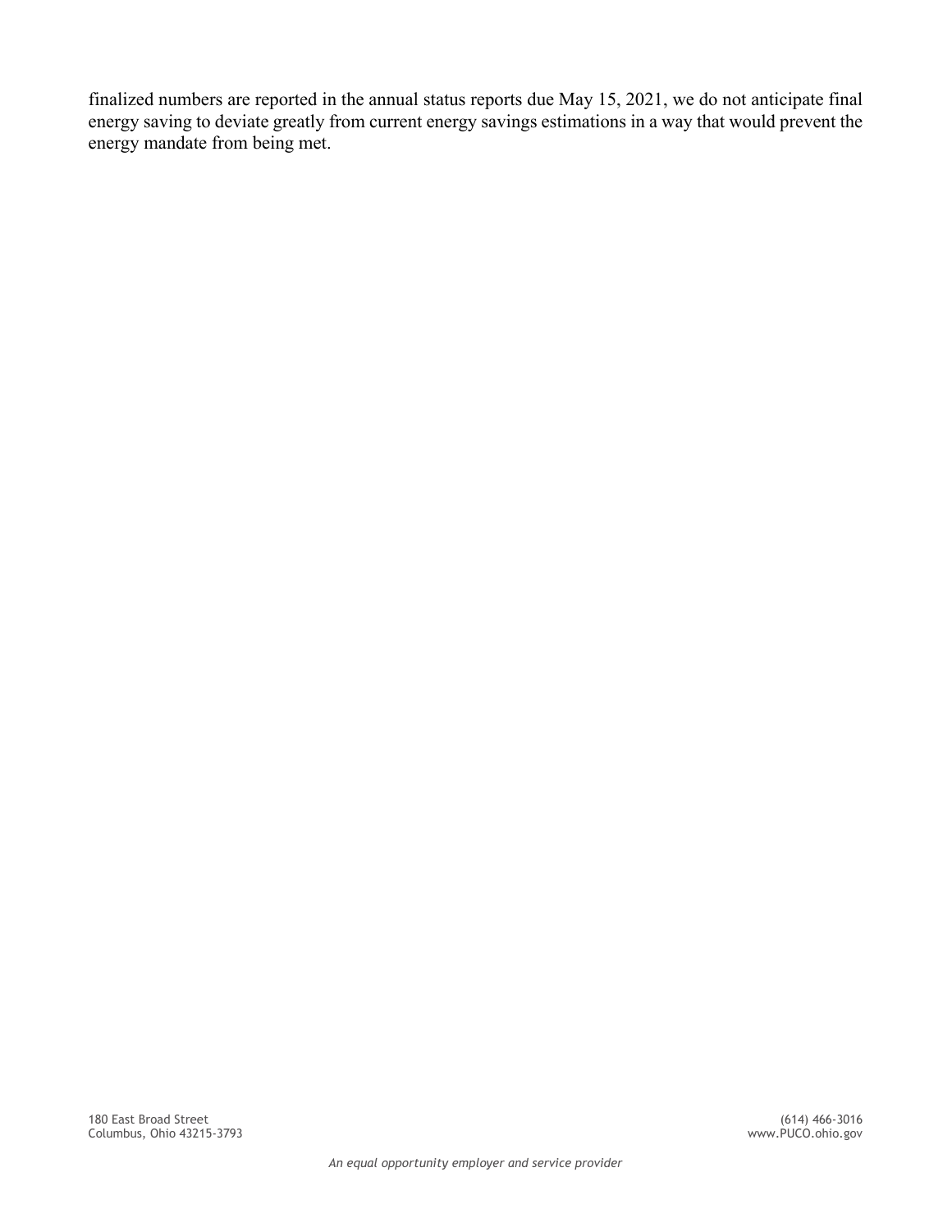finalized numbers are reported in the annual status reports due May 15, 2021, we do not anticipate final energy saving to deviate greatly from current energy savings estimations in a way that would prevent the energy mandate from being met.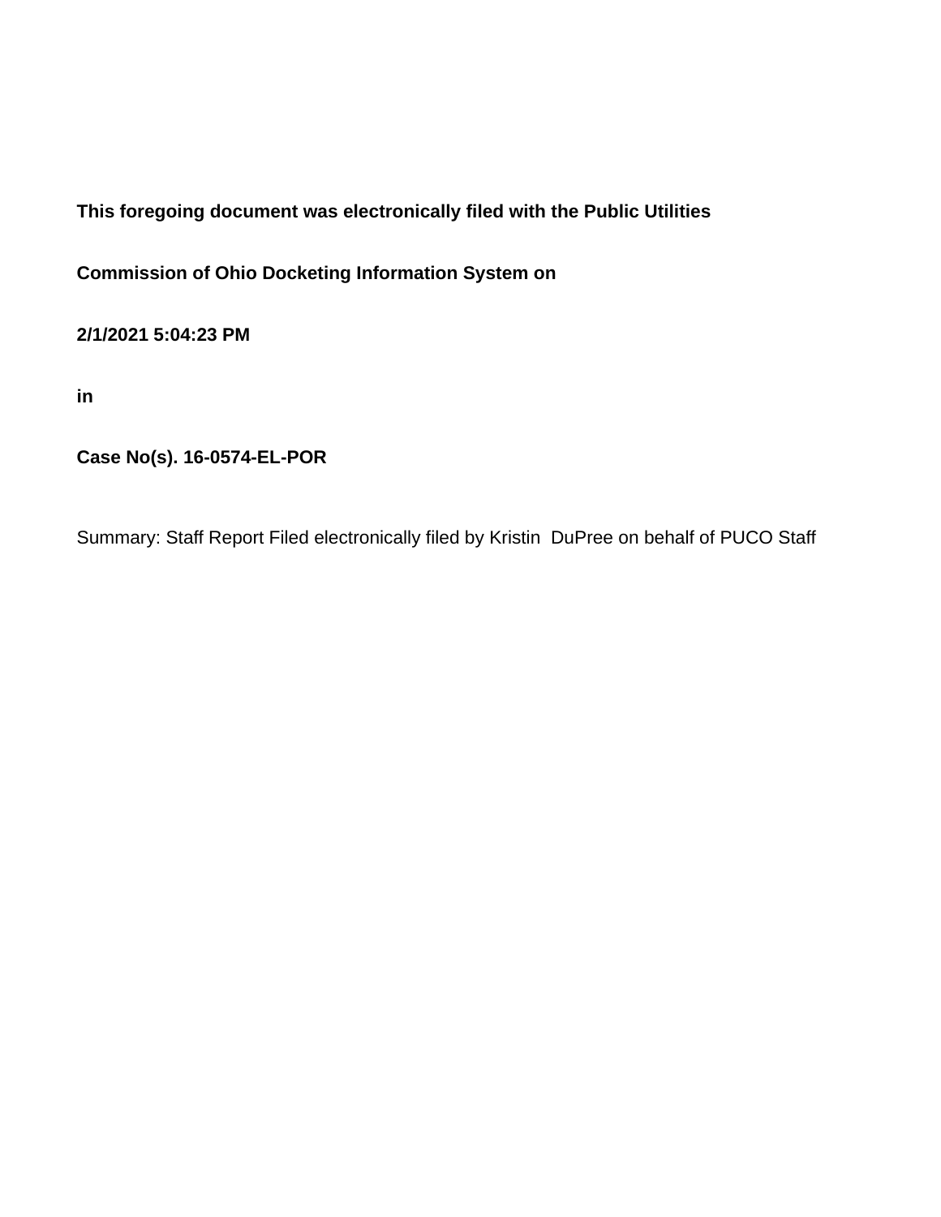**This foregoing document was electronically filed with the Public Utilities**

**Commission of Ohio Docketing Information System on**

**2/1/2021 5:04:23 PM**

**in**

**Case No(s). 16-0574-EL-POR**

Summary: Staff Report Filed electronically filed by Kristin  DuPree on behalf of PUCO Staff